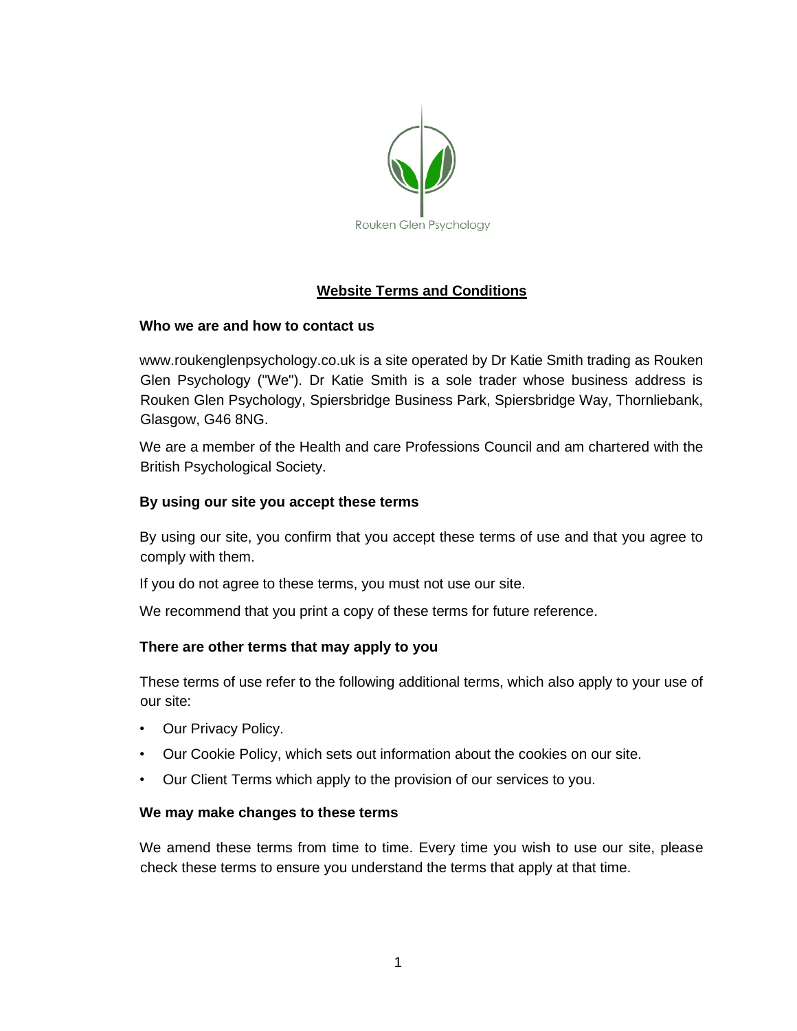Rouken Glen Psychology

# Website Terms and Conditions

### Who we are and how to contact us

www.roukenglenpsychology.co.uk is a site operated by Dr Katie Smith trading as Rouken Glen Psychology ("We"). Dr Katie Smith is a sole trader whose business address is Rouken Glen Psychology, Spiersbridge Business Park, Spiersbridge Way, Thornliebank, Glasgow, G46 8NG.

We are a member of the Health and care Professions Council and am chartered with the British Psychological Society.

### By using our site you accept these terms

By using our site, you confirm that you accept these terms of use and that you agree to comply with them.

If you do not agree to these terms, you must not use our site.

We recommend that you print a copy of these terms for future reference.

### There are other terms that may apply to you

These terms of use refer to the following additional terms, which also apply to your use of our site:

- Our Privacy Policy.
- Our Cookie Policy, which sets out information about the cookies on our site.
- Our Client Terms which apply to the provision of our services to you.

### We may make changes to these terms

We amend these terms from time to time. Every time you wish to use our site, please check these terms to ensure you understand the terms that apply at that time.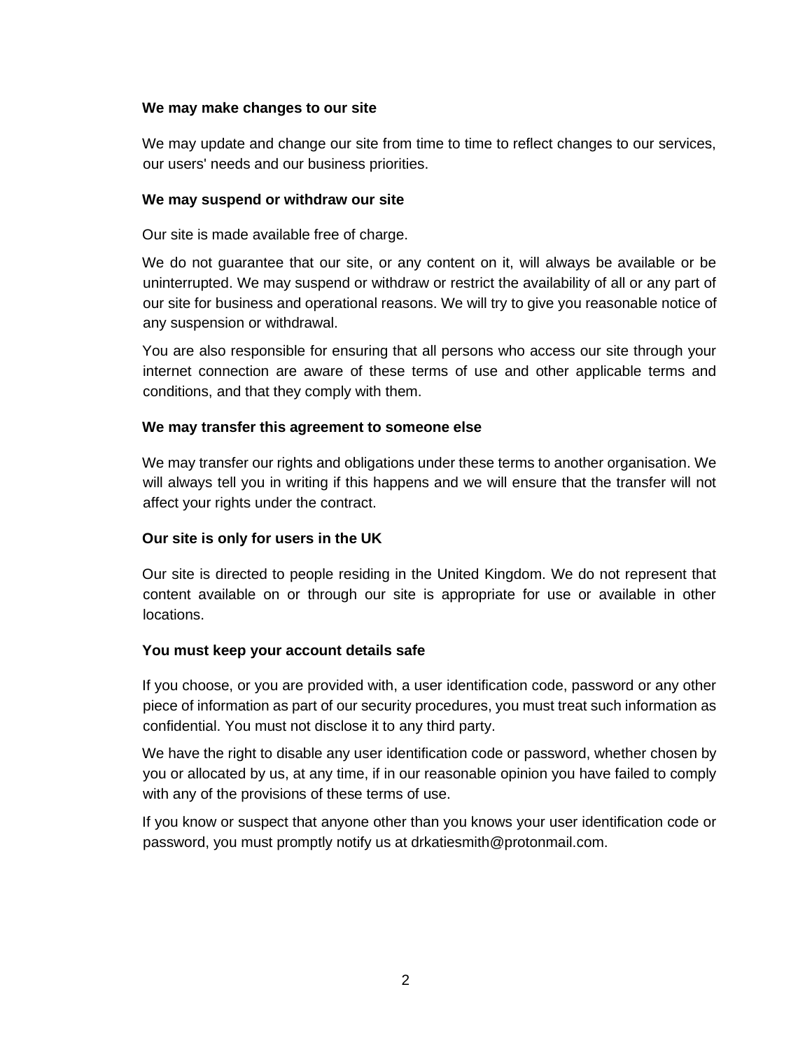**We may make changes to our site**

We may update and change our site from time to time to reflect changes to our services, our users' needs and our business priorities.

**We may suspend or withdraw our site**

Our site is made available free of charge.

We do not guarantee that our site, or any content on it, will always be available or be uninterrupted. We may suspend or withdraw or restrict the availability of all or any part of our site for business and operational reasons. We will try to give you reasonable notice of any suspension or withdrawal.

You are also responsible for ensuring that all persons who access our site through your internet connection are aware of these terms of use and other applicable terms and conditions, and that they comply with them.

**We may transfer this agreement to someone else**

We may transfer our rights and obligations under these terms to another organisation. We will always tell you in writing if this happens and we will ensure that the transfer will not affect your rights under the contract.

**Our site is only for users in the UK**

Our site is directed to people residing in the United Kingdom. We do not represent that content available on or through our site is appropriate for use or available in other locations.

**You must keep your account details safe**

If you choose, or you are provided with, a user identification code, password or any other piece of information as part of our security procedures, you must treat such information as confidential. You must not disclose it to any third party.

We have the right to disable any user identification code or password, whether chosen by you or allocated by us, at any time, if in our reasonable opinion you have failed to comply with any of the provisions of these terms of use.

If you know or suspect that anyone other than you knows your user identification code or password, you must promptly notify us at drkatiesmith@protonmail.com.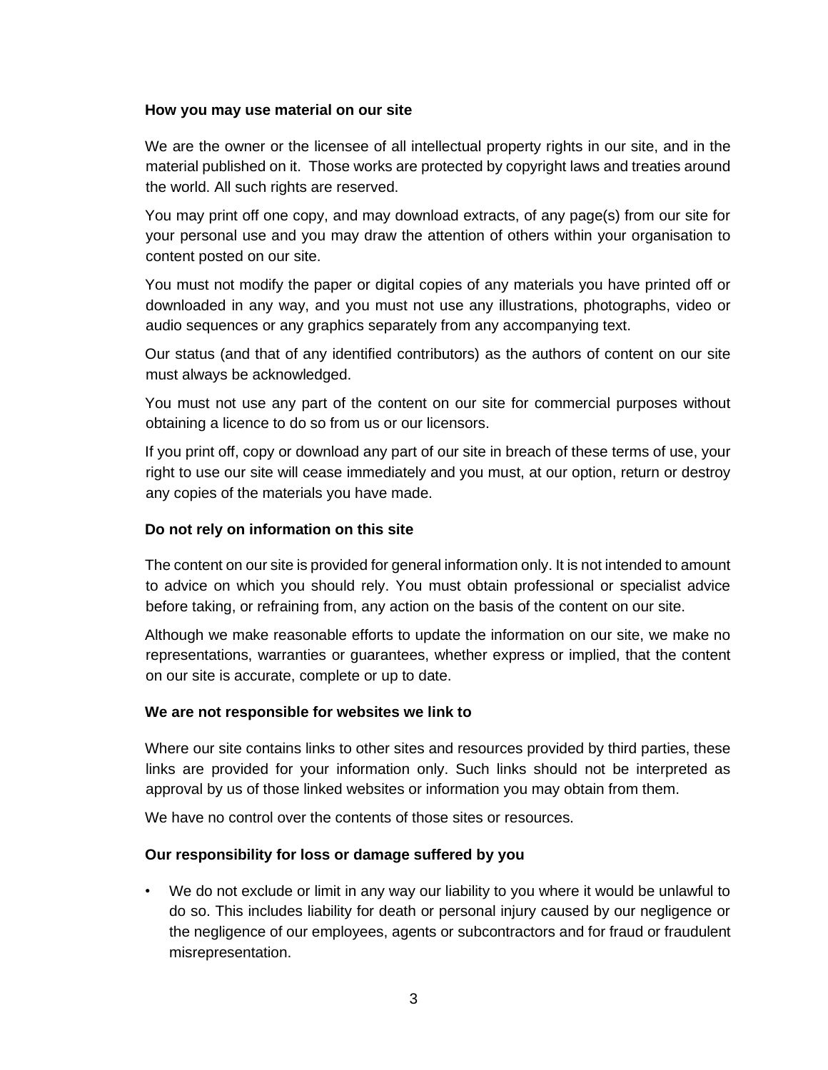**How you may use material on our site**

We are the owner or the licensee of all intellectual property rights in our site, and in the material published on it. Those works are protected by copyright laws and treaties around the world. All such rights are reserved.

You may print off one copy, and may download extracts, of any page(s) from our site for your personal use and you may draw the attention of others within your organisation to content posted on our site.

You must not modify the paper or digital copies of any materials you have printed off or downloaded in any way, and you must not use any illustrations, photographs, video or audio sequences or any graphics separately from any accompanying text.

Our status (and that of any identified contributors) as the authors of content on our site must always be acknowledged.

You must not use any part of the content on our site for commercial purposes without obtaining a licence to do so from us or our licensors.

If you print off, copy or download any part of our site in breach of these terms of use, your right to use our site will cease immediately and you must, at our option, return or destroy any copies of the materials you have made.

**Do not rely on information on this site**

The content on our site is provided for general information only. It is not intended to amount to advice on which you should rely. You must obtain professional or specialist advice before taking, or refraining from, any action on the basis of the content on our site.

Although we make reasonable efforts to update the information on our site, we make no representations, warranties or guarantees, whether express or implied, that the content on our site is accurate, complete or up to date.

**We are not responsible for websites we link to**

Where our site contains links to other sites and resources provided by third parties, these links are provided for your information only. Such links should not be interpreted as approval by us of those linked websites or information you may obtain from them.

We have no control over the contents of those sites or resources.

**Our responsibility for loss or damage suffered by you**

- We do not exclude or limit in any way our liability to you where it would be unlawful to do so. This includes liability for death or personal injury caused by our negligence or the negligence of our employees, agents or subcontractors and for fraud or fraudulent misrepresentation.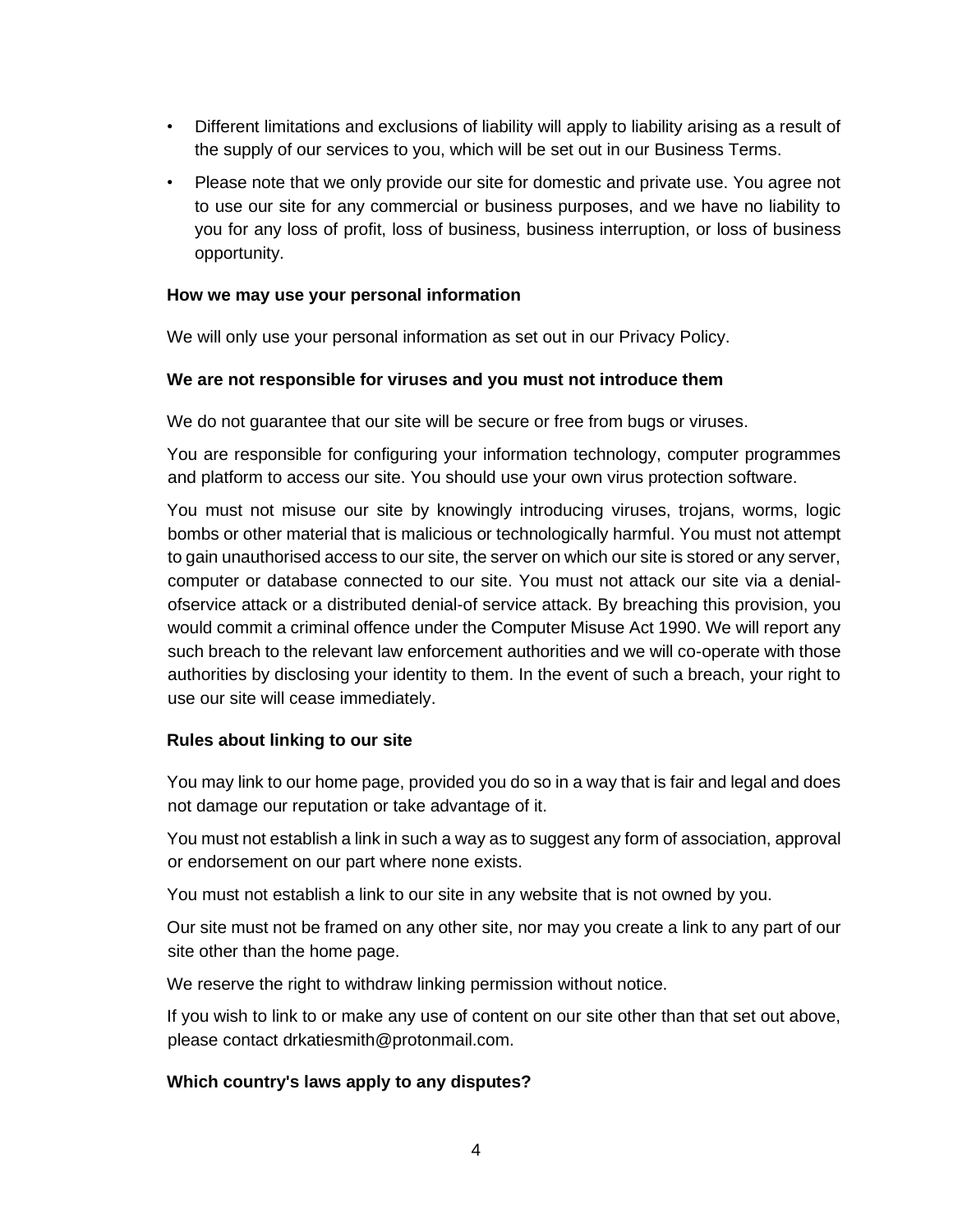- Different limitations and exclusions of liability will apply to liability arising as a result of the supply of our services to you, which will be set out in our Business Terms.
- Please note that we only provide our site for domestic and private use. You agree not to use our site for any commercial or business purposes, and we have no liability to you for any loss of profit, loss of business, business interruption, or loss of business opportunity.

**How we may use your personal information**

We will only use your personal information as set out in our Privacy Policy.

**We are not responsible for viruses and you must not introduce them**

We do not guarantee that our site will be secure or free from bugs or viruses.

You are responsible for configuring your information technology, computer programmes and platform to access our site. You should use your own virus protection software.

You must not misuse our site by knowingly introducing viruses, trojans, worms, logic bombs or other material that is malicious or technologically harmful. You must not attempt to gain unauthorised access to our site, the server on which our site is stored or any server, computer or database connected to our site. You must not attack our site via a denial-ofservice attack or a distributed denial-of service attack. By breaching this provision, you would commit a criminal offence under the Computer Misuse Act 1990. We will report any such breach to the relevant law enforcement authorities and we will co-operate with those authorities by disclosing your identity to them. In the event of such a breach, your right to use our site will cease immediately.

**Rules about linking to our site**

You may link to our home page, provided you do so in a way that is fair and legal and does not damage our reputation or take advantage of it.

You must not establish a link in such a way as to suggest any form of association, approval or endorsement on our part where none exists.

You must not establish a link to our site in any website that is not owned by you.

Our site must not be framed on any other site, nor may you create a link to any part of our site other than the home page.

We reserve the right to withdraw linking permission without notice.

If you wish to link to or make any use of content on our site other than that set out above, please contact drkatiesmith@protonmail.com.

**Which country's laws apply to any disputes?**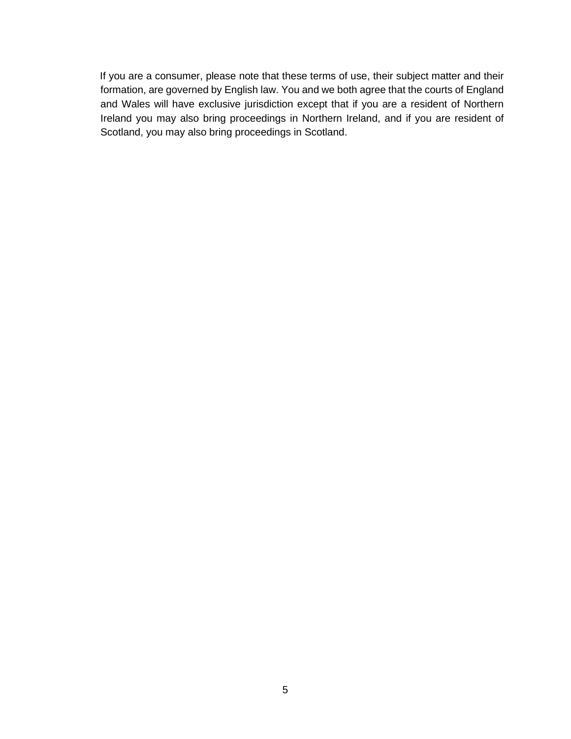If you are a consumer, please note that these terms of use, their subject matter and their formation, are governed by English law. You and we both agree that the courts of England and Wales will have exclusive jurisdiction except that if you are a resident of Northern Ireland you may also bring proceedings in Northern Ireland, and if you are resident of Scotland, you may also bring proceedings in Scotland.